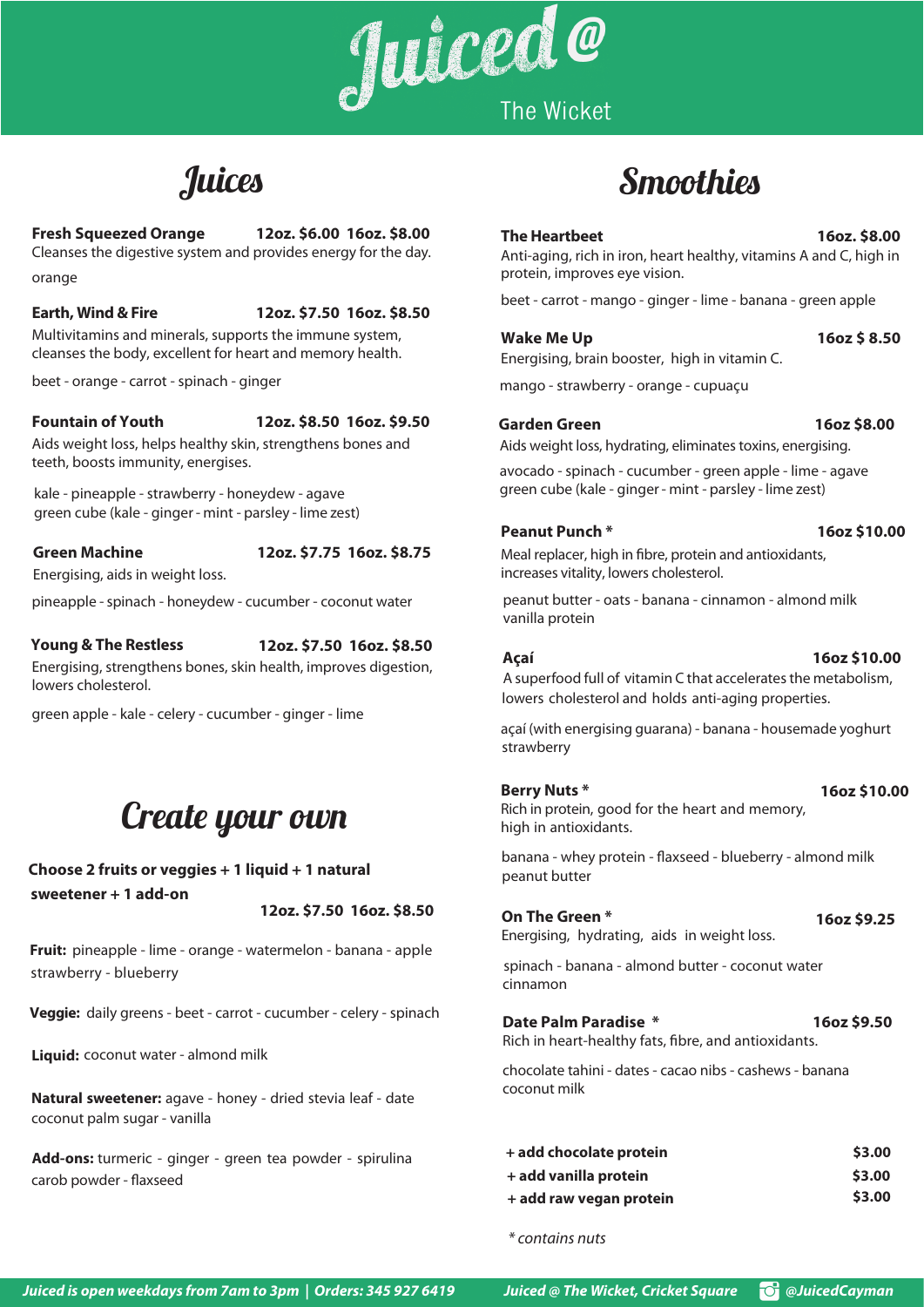# Juiced@ The Wicket

## Juices

**Fresh Squeezed Orange** **12oz. $6.00 16oz. $8.00**
Cleanses the digestive system and provides energy for the day.

orange

**Earth, Wind & Fire** **12oz. $7.50 16oz. $8.50**
Multivitamins and minerals, supports the immune system, cleanses the body, excellent for heart and memory health.

beet - orange - carrot - spinach - ginger

**Fountain of Youth** **12oz. $8.50 16oz. $9.50**
Aids weight loss, helps healthy skin, strengthens bones and teeth, boosts immunity, energises.

kale - pineapple - strawberry - honeydew - agave
green cube (kale - ginger - mint - parsley - lime zest)

**Green Machine** **12oz. $7.75 16oz. $8.75**
Energising, aids in weight loss.

pineapple - spinach - honeydew - cucumber - coconut water

**Young & The Restless** **12oz. $7.50 16oz. $8.50**
Energising, strengthens bones, skin health, improves digestion, lowers cholesterol.

green apple - kale - celery - cucumber - ginger - lime

## Create your own

**Choose 2 fruits or veggies + 1 liquid + 1 natural sweetener + 1 add-on**

**12oz. $7.50 16oz. $8.50**

**Fruit:** pineapple - lime - orange - watermelon - banana - apple strawberry - blueberry

**Veggie:** daily greens - beet - carrot - cucumber - celery - spinach

**Liquid:** coconut water - almond milk

**Natural sweetener:** agave - honey - dried stevia leaf - date coconut palm sugar - vanilla

**Add-ons:** turmeric - ginger - green tea powder - spirulina carob powder - flaxseed

## Smoothies

**The Heartbeet** **16oz. $8.00**
Anti-aging, rich in iron, heart healthy, vitamins A and C, high in protein, improves eye vision.

beet - carrot - mango - ginger - lime - banana - green apple

**Wake Me Up** **16oz $ 8.50**
Energising, brain booster, high in vitamin C.

mango - strawberry - orange - cupuaçu

**Garden Green** **16oz $8.00**
Aids weight loss, hydrating, eliminates toxins, energising.

avocado - spinach - cucumber - green apple - lime - agave
green cube (kale - ginger - mint - parsley - lime zest)

**Peanut Punch *** **16oz $10.00**
Meal replacer, high in fibre, protein and antioxidants, increases vitality, lowers cholesterol.

peanut butter - oats - banana - cinnamon - almond milk
vanilla protein

**Açaí** **16oz $10.00**
A superfood full of vitamin C that accelerates the metabolism, lowers cholesterol and holds anti-aging properties.

açaí (with energising guarana) - banana - housemade yoghurt
strawberry

**Berry Nuts *** **16oz $10.00**
Rich in protein, good for the heart and memory, high in antioxidants.

banana - whey protein - flaxseed - blueberry - almond milk
peanut butter

**On The Green *** **16oz $9.25**
Energising, hydrating, aids in weight loss.

spinach - banana - almond butter - coconut water
cinnamon

**Date Palm Paradise *** **16oz $9.50**
Rich in heart-healthy fats, fibre, and antioxidants.

chocolate tahini - dates - cacao nibs - cashews - banana
coconut milk

| | |
|---|---|
| **+ add chocolate protein** | **$3.00** |
| **+ add vanilla protein** | **$3.00** |
| **+ add raw vegan protein** | **$3.00** |

*\* contains nuts*

***Juiced is open weekdays from 7am to 3pm | Orders: 345 927 6419*** ***Juiced @ The Wicket, Cricket Square*** ***@JuicedCayman***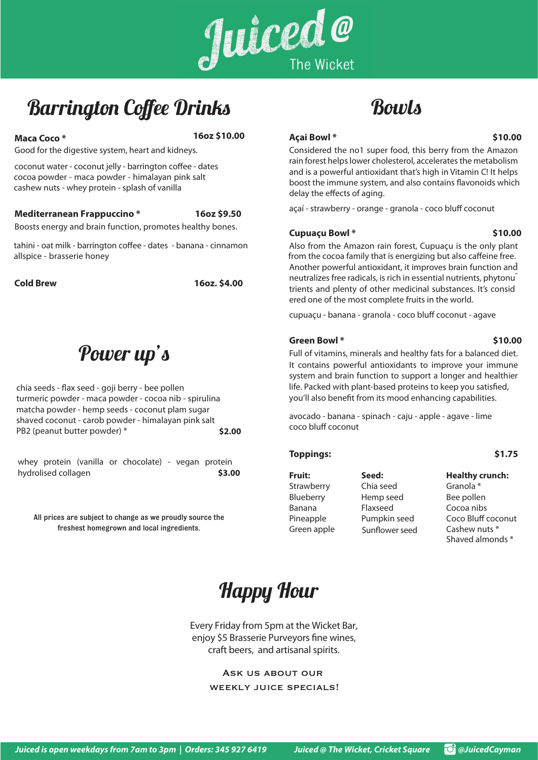# Juiced @ The Wicket

## Barrington Coffee Drinks

**Maca Coco *** **16oz $10.00**

Good for the digestive system, heart and kidneys.

coconut water - coconut jelly - barrington coffee - dates
cocoa powder - maca powder - himalayan pink salt
cashew nuts - whey protein - splash of vanilla

**Mediterranean Frappuccino *** **16oz $9.50**

Boosts energy and brain function, promotes healthy bones.

tahini - oat milk - barrington coffee - dates - banana - cinnamon
allspice - brasserie honey

**Cold Brew** **16oz. $4.00**

## Power up's

chia seeds - flax seed - goji berry - bee pollen
turmeric powder - maca powder - cocoa nib - spirulina
matcha powder - hemp seeds - coconut plam sugar
shaved coconut - carob powder - himalayan pink salt
PB2 (peanut butter powder) * **$2.00**

whey protein (vanilla or chocolate) - vegan protein
hydrolised collagen **$3.00**

All prices are subject to change as we proudly source the freshest homegrown and local ingredients.

## Bowls

**Açai Bowl *** **$10.00**

Considered the no1 super food, this berry from the Amazon rain forest helps lower cholesterol, accelerates the metabolism and is a powerful antioxidant that's high in Vitamin C! It helps boost the immune system, and also contains flavonoids which delay the effects of aging.

açaí - strawberry - orange - granola - coco bluff coconut

**Cupuaçu Bowl *** **$10.00**

Also from the Amazon rain forest, Cupuaçu is the only plant from the cocoa family that is energizing but also caffeine free. Another powerful antioxidant, it improves brain function and neutralizes free radicals, is rich in essential nutrients, phytonutrients and plenty of other medicinal substances. It's considered one of the most complete fruits in the world.

cupuaçu - banana - granola - coco bluff coconut - agave

**Green Bowl *** **$10.00**

Full of vitamins, minerals and healthy fats for a balanced diet. It contains powerful antioxidants to improve your immune system and brain function to support a longer and healthier life. Packed with plant-based proteins to keep you satisfied, you'll also benefit from its mood enhancing capabilities.

avocado - banana - spinach - caju - apple - agave - lime
coco bluff coconut

**Toppings:** **$1.75**

| Fruit: | Seed: | Healthy crunch: |
|---|---|---|
| Strawberry | Chia seed | Granola * |
| Blueberry | Hemp seed | Bee pollen |
| Banana | Flaxseed | Cocoa nibs |
| Pineapple | Pumpkin seed | Coco Bluff coconut |
| Green apple | Sunflower seed | Cashew nuts * |
| | | Shaved almonds * |

## Happy Hour

Every Friday from 5pm at the Wicket Bar,
enjoy $5 Brasserie Purveyors fine wines,
craft beers, and artisanal spirits.

ASK US ABOUT OUR
WEEKLY JUICE SPECIALS!

*Juiced is open weekdays from 7am to 3pm | Orders: 345 927 6419* *Juiced @ The Wicket, Cricket Square* *@JuicedCayman*